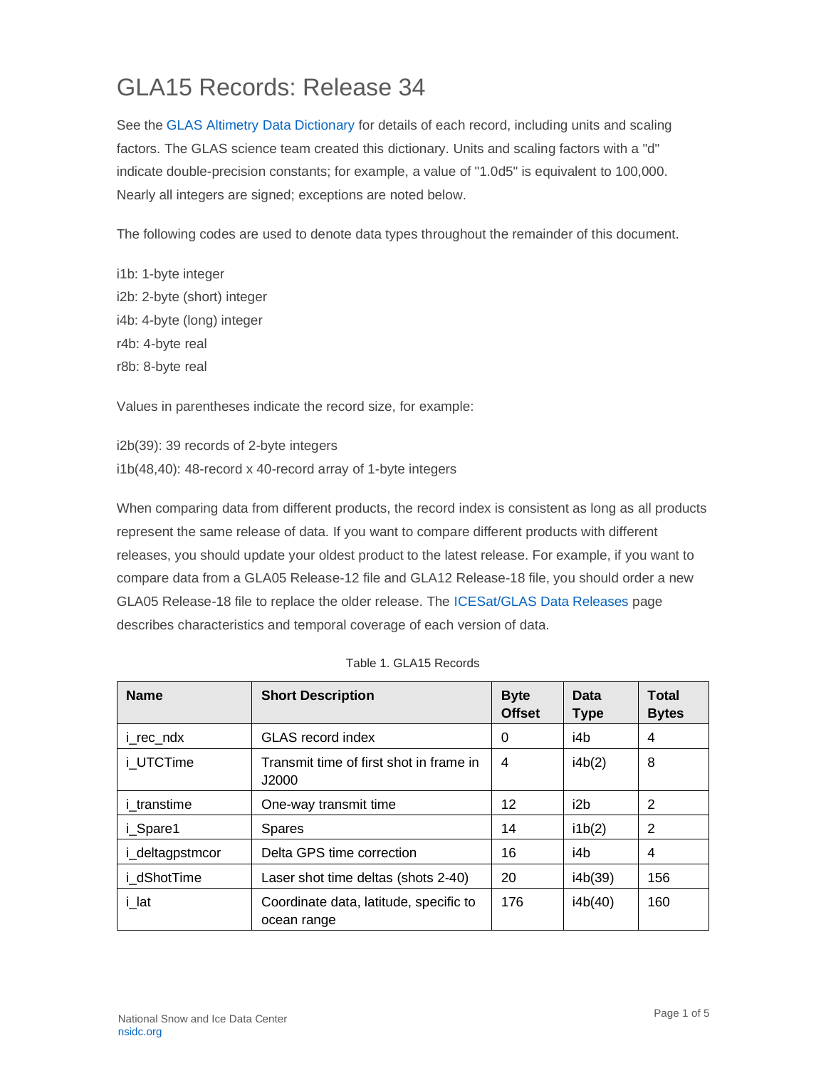# GLA15 Records: Release 34

See the GLAS Altimetry Data Dictionary for details of each record, including units and scaling factors. The GLAS science team created this dictionary. Units and scaling factors with a "d" indicate double-precision constants; for example, a value of "1.0d5" is equivalent to 100,000. Nearly all integers are signed; exceptions are noted below.

The following codes are used to denote data types throughout the remainder of this document.

i1b: 1-byte integer  
i2b: 2-byte (short) integer  
i4b: 4-byte (long) integer  
r4b: 4-byte real  
r8b: 8-byte real

Values in parentheses indicate the record size, for example:

i2b(39): 39 records of 2-byte integers  
i1b(48,40): 48-record x 40-record array of 1-byte integers

When comparing data from different products, the record index is consistent as long as all products represent the same release of data. If you want to compare different products with different releases, you should update your oldest product to the latest release. For example, if you want to compare data from a GLA05 Release-12 file and GLA12 Release-18 file, you should order a new GLA05 Release-18 file to replace the older release. The ICESat/GLAS Data Releases page describes characteristics and temporal coverage of each version of data.

Table 1. GLA15 Records

| Name | Short Description | Byte Offset | Data Type | Total Bytes |
|---|---|---|---|---|
| i_rec_ndx | GLAS record index | 0 | i4b | 4 |
| i_UTCTime | Transmit time of first shot in frame in J2000 | 4 | i4b(2) | 8 |
| i_transtime | One-way transmit time | 12 | i2b | 2 |
| i_Spare1 | Spares | 14 | i1b(2) | 2 |
| i_deltagpstmcor | Delta GPS time correction | 16 | i4b | 4 |
| i_dShotTime | Laser shot time deltas (shots 2-40) | 20 | i4b(39) | 156 |
| i_lat | Coordinate data, latitude, specific to ocean range | 176 | i4b(40) | 160 |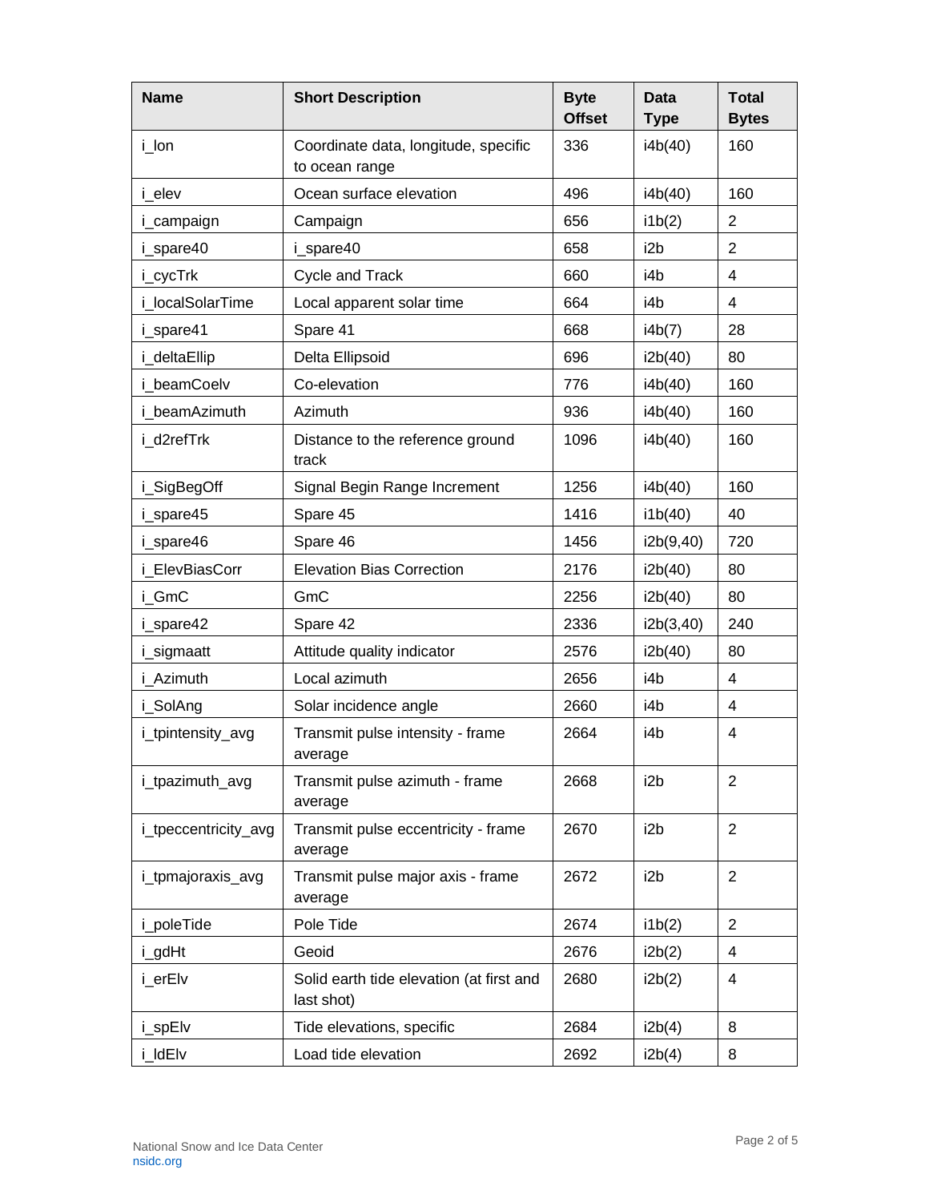| Name | Short Description | Byte Offset | Data Type | Total Bytes |
|---|---|---|---|---|
| i_lon | Coordinate data, longitude, specific to ocean range | 336 | i4b(40) | 160 |
| i_elev | Ocean surface elevation | 496 | i4b(40) | 160 |
| i_campaign | Campaign | 656 | i1b(2) | 2 |
| i_spare40 | i_spare40 | 658 | i2b | 2 |
| i_cycTrk | Cycle and Track | 660 | i4b | 4 |
| i_localSolarTime | Local apparent solar time | 664 | i4b | 4 |
| i_spare41 | Spare 41 | 668 | i4b(7) | 28 |
| i_deltaEllip | Delta Ellipsoid | 696 | i2b(40) | 80 |
| i_beamCoelv | Co-elevation | 776 | i4b(40) | 160 |
| i_beamAzimuth | Azimuth | 936 | i4b(40) | 160 |
| i_d2refTrk | Distance to the reference ground track | 1096 | i4b(40) | 160 |
| i_SigBegOff | Signal Begin Range Increment | 1256 | i4b(40) | 160 |
| i_spare45 | Spare 45 | 1416 | i1b(40) | 40 |
| i_spare46 | Spare 46 | 1456 | i2b(9,40) | 720 |
| i_ElevBiasCorr | Elevation Bias Correction | 2176 | i2b(40) | 80 |
| i_GmC | GmC | 2256 | i2b(40) | 80 |
| i_spare42 | Spare 42 | 2336 | i2b(3,40) | 240 |
| i_sigmaatt | Attitude quality indicator | 2576 | i2b(40) | 80 |
| i_Azimuth | Local azimuth | 2656 | i4b | 4 |
| i_SolAng | Solar incidence angle | 2660 | i4b | 4 |
| i_tpintensity_avg | Transmit pulse intensity - frame average | 2664 | i4b | 4 |
| i_tpazimuth_avg | Transmit pulse azimuth - frame average | 2668 | i2b | 2 |
| i_tpeccentricity_avg | Transmit pulse eccentricity - frame average | 2670 | i2b | 2 |
| i_tpmajoraxis_avg | Transmit pulse major axis - frame average | 2672 | i2b | 2 |
| i_poleTide | Pole Tide | 2674 | i1b(2) | 2 |
| i_gdHt | Geoid | 2676 | i2b(2) | 4 |
| i_erElv | Solid earth tide elevation (at first and last shot) | 2680 | i2b(2) | 4 |
| i_spElv | Tide elevations, specific | 2684 | i2b(4) | 8 |
| i_ldElv | Load tide elevation | 2692 | i2b(4) | 8 |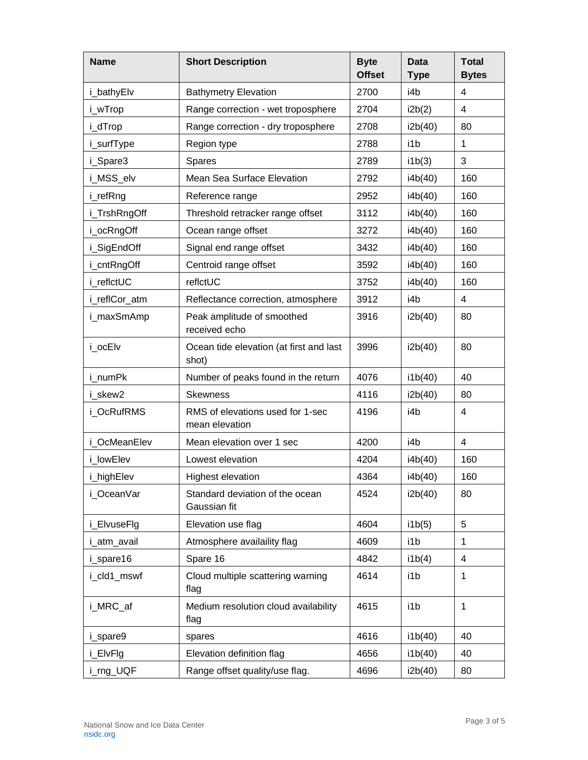| Name | Short Description | Byte Offset | Data Type | Total Bytes |
|---|---|---|---|---|
| i_bathyElv | Bathymetry Elevation | 2700 | i4b | 4 |
| i_wTrop | Range correction - wet troposphere | 2704 | i2b(2) | 4 |
| i_dTrop | Range correction - dry troposphere | 2708 | i2b(40) | 80 |
| i_surfType | Region type | 2788 | i1b | 1 |
| i_Spare3 | Spares | 2789 | i1b(3) | 3 |
| i_MSS_elv | Mean Sea Surface Elevation | 2792 | i4b(40) | 160 |
| i_refRng | Reference range | 2952 | i4b(40) | 160 |
| i_TrshRngOff | Threshold retracker range offset | 3112 | i4b(40) | 160 |
| i_ocRngOff | Ocean range offset | 3272 | i4b(40) | 160 |
| i_SigEndOff | Signal end range offset | 3432 | i4b(40) | 160 |
| i_cntRngOff | Centroid range offset | 3592 | i4b(40) | 160 |
| i_reflctUC | reflctUC | 3752 | i4b(40) | 160 |
| i_reflCor_atm | Reflectance correction, atmosphere | 3912 | i4b | 4 |
| i_maxSmAmp | Peak amplitude of smoothed received echo | 3916 | i2b(40) | 80 |
| i_ocElv | Ocean tide elevation (at first and last shot) | 3996 | i2b(40) | 80 |
| i_numPk | Number of peaks found in the return | 4076 | i1b(40) | 40 |
| i_skew2 | Skewness | 4116 | i2b(40) | 80 |
| i_OcRufRMS | RMS of elevations used for 1-sec mean elevation | 4196 | i4b | 4 |
| i_OcMeanElev | Mean elevation over 1 sec | 4200 | i4b | 4 |
| i_lowElev | Lowest elevation | 4204 | i4b(40) | 160 |
| i_highElev | Highest elevation | 4364 | i4b(40) | 160 |
| i_OceanVar | Standard deviation of the ocean Gaussian fit | 4524 | i2b(40) | 80 |
| i_ElvuseFlg | Elevation use flag | 4604 | i1b(5) | 5 |
| i_atm_avail | Atmosphere availaility flag | 4609 | i1b | 1 |
| i_spare16 | Spare 16 | 4842 | i1b(4) | 4 |
| i_cld1_mswf | Cloud multiple scattering warning flag | 4614 | i1b | 1 |
| i_MRC_af | Medium resolution cloud availability flag | 4615 | i1b | 1 |
| i_spare9 | spares | 4616 | i1b(40) | 40 |
| i_ElvFlg | Elevation definition flag | 4656 | i1b(40) | 40 |
| i_rng_UQF | Range offset quality/use flag. | 4696 | i2b(40) | 80 |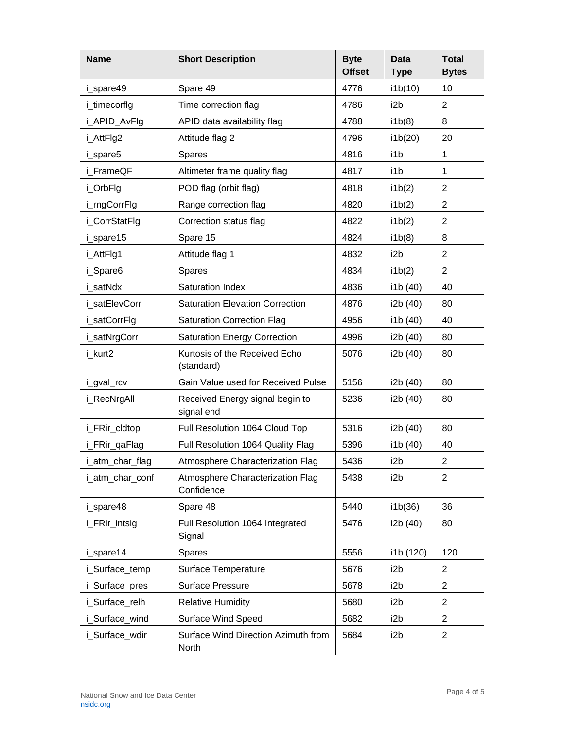| Name | Short Description | Byte Offset | Data Type | Total Bytes |
|---|---|---|---|---|
| i_spare49 | Spare 49 | 4776 | i1b(10) | 10 |
| i_timecorflg | Time correction flag | 4786 | i2b | 2 |
| i_APID_AvFlg | APID data availability flag | 4788 | i1b(8) | 8 |
| i_AttFlg2 | Attitude flag 2 | 4796 | i1b(20) | 20 |
| i_spare5 | Spares | 4816 | i1b | 1 |
| i_FrameQF | Altimeter frame quality flag | 4817 | i1b | 1 |
| i_OrbFlg | POD flag (orbit flag) | 4818 | i1b(2) | 2 |
| i_rngCorrFlg | Range correction flag | 4820 | i1b(2) | 2 |
| i_CorrStatFlg | Correction status flag | 4822 | i1b(2) | 2 |
| i_spare15 | Spare 15 | 4824 | i1b(8) | 8 |
| i_AttFlg1 | Attitude flag 1 | 4832 | i2b | 2 |
| i_Spare6 | Spares | 4834 | i1b(2) | 2 |
| i_satNdx | Saturation Index | 4836 | i1b (40) | 40 |
| i_satElevCorr | Saturation Elevation Correction | 4876 | i2b (40) | 80 |
| i_satCorrFlg | Saturation Correction Flag | 4956 | i1b (40) | 40 |
| i_satNrgCorr | Saturation Energy Correction | 4996 | i2b (40) | 80 |
| i_kurt2 | Kurtosis of the Received Echo (standard) | 5076 | i2b (40) | 80 |
| i_gval_rcv | Gain Value used for Received Pulse | 5156 | i2b (40) | 80 |
| i_RecNrgAll | Received Energy signal begin to signal end | 5236 | i2b (40) | 80 |
| i_FRir_cldtop | Full Resolution 1064 Cloud Top | 5316 | i2b (40) | 80 |
| i_FRir_qaFlag | Full Resolution 1064 Quality Flag | 5396 | i1b (40) | 40 |
| i_atm_char_flag | Atmosphere Characterization Flag | 5436 | i2b | 2 |
| i_atm_char_conf | Atmosphere Characterization Flag Confidence | 5438 | i2b | 2 |
| i_spare48 | Spare 48 | 5440 | i1b(36) | 36 |
| i_FRir_intsig | Full Resolution 1064 Integrated Signal | 5476 | i2b (40) | 80 |
| i_spare14 | Spares | 5556 | i1b (120) | 120 |
| i_Surface_temp | Surface Temperature | 5676 | i2b | 2 |
| i_Surface_pres | Surface Pressure | 5678 | i2b | 2 |
| i_Surface_relh | Relative Humidity | 5680 | i2b | 2 |
| i_Surface_wind | Surface Wind Speed | 5682 | i2b | 2 |
| i_Surface_wdir | Surface Wind Direction Azimuth from North | 5684 | i2b | 2 |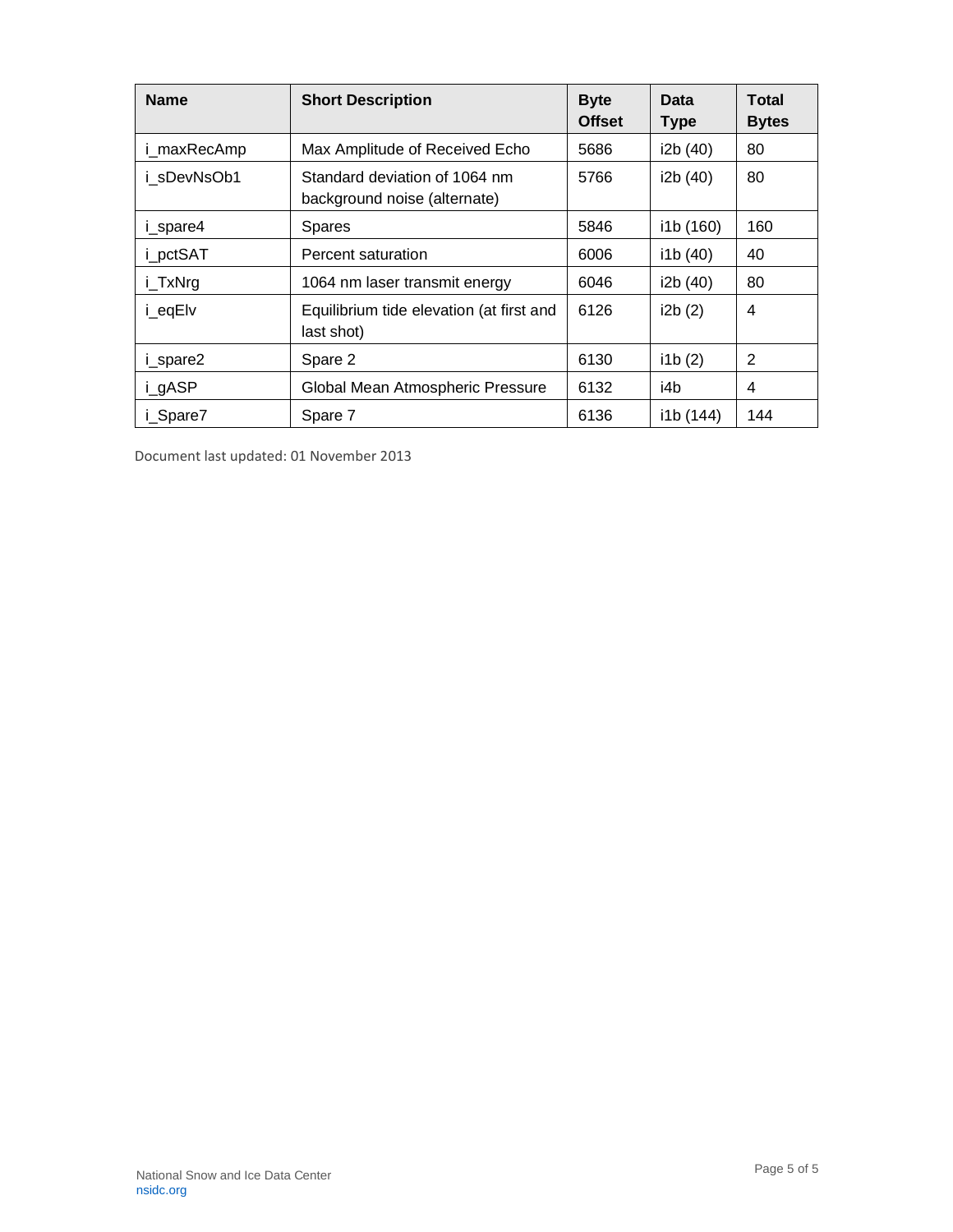| Name | Short Description | Byte Offset | Data Type | Total Bytes |
|---|---|---|---|---|
| i_maxRecAmp | Max Amplitude of Received Echo | 5686 | i2b (40) | 80 |
| i_sDevNsOb1 | Standard deviation of 1064 nm background noise (alternate) | 5766 | i2b (40) | 80 |
| i_spare4 | Spares | 5846 | i1b (160) | 160 |
| i_pctSAT | Percent saturation | 6006 | i1b (40) | 40 |
| i_TxNrg | 1064 nm laser transmit energy | 6046 | i2b (40) | 80 |
| i_eqElv | Equilibrium tide elevation (at first and last shot) | 6126 | i2b (2) | 4 |
| i_spare2 | Spare 2 | 6130 | i1b (2) | 2 |
| i_gASP | Global Mean Atmospheric Pressure | 6132 | i4b | 4 |
| i_Spare7 | Spare 7 | 6136 | i1b (144) | 144 |

Document last updated: 01 November 2013

National Snow and Ice Data Center
nsidc.org